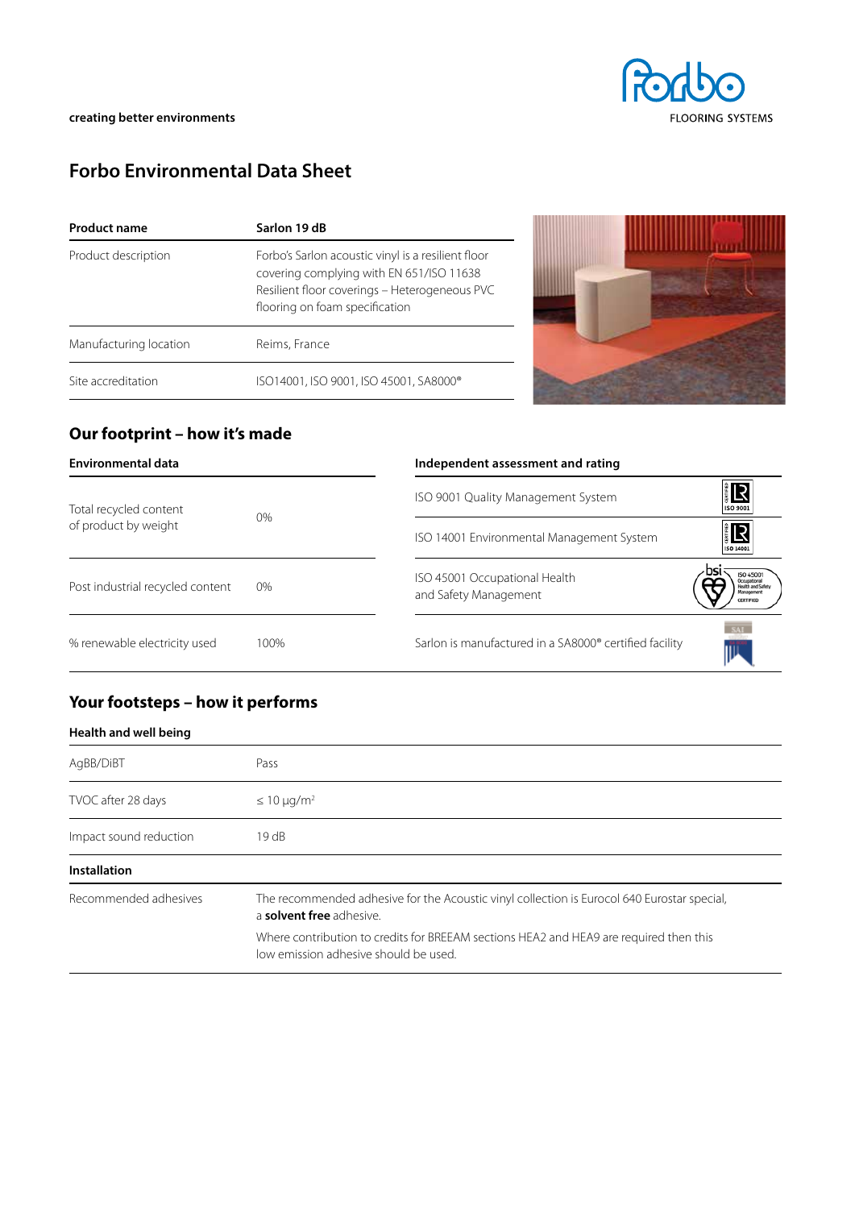creating better environments

# Forbo Environmental Data Sheet

| Product name | Sarlon 19 dB |
|---|---|
| Product description | Forbo's Sarlon acoustic vinyl is a resilient floor covering complying with EN 651/ISO 11638 Resilient floor coverings – Heterogeneous PVC flooring on foam specification |
| Manufacturing location | Reims, France |
| Site accreditation | ISO14001, ISO 9001, ISO 45001, SA8000® |

## Our footprint – how it's made

### Environmental data

| | |
|---|---|
| Total recycled content of product by weight | 0% |
| Post industrial recycled content | 0% |
| % renewable electricity used | 100% |

### Independent assessment and rating

| |
|---|
| ISO 9001 Quality Management System |
| ISO 14001 Environmental Management System |
| ISO 45001 Occupational Health and Safety Management |
| Sarlon is manufactured in a SA8000® certified facility |

## Your footsteps – how it performs

### Health and well being

| | |
|---|---|
| AgBB/DiBT | Pass |
| TVOC after 28 days | ≤ 10 µg/m² |
| Impact sound reduction | 19 dB |

### Installation

| | |
|---|---|
| Recommended adhesives | The recommended adhesive for the Acoustic vinyl collection is Eurocol 640 Eurostar special, a **solvent free** adhesive.<br>Where contribution to credits for BREEAM sections HEA2 and HEA9 are required then this low emission adhesive should be used. |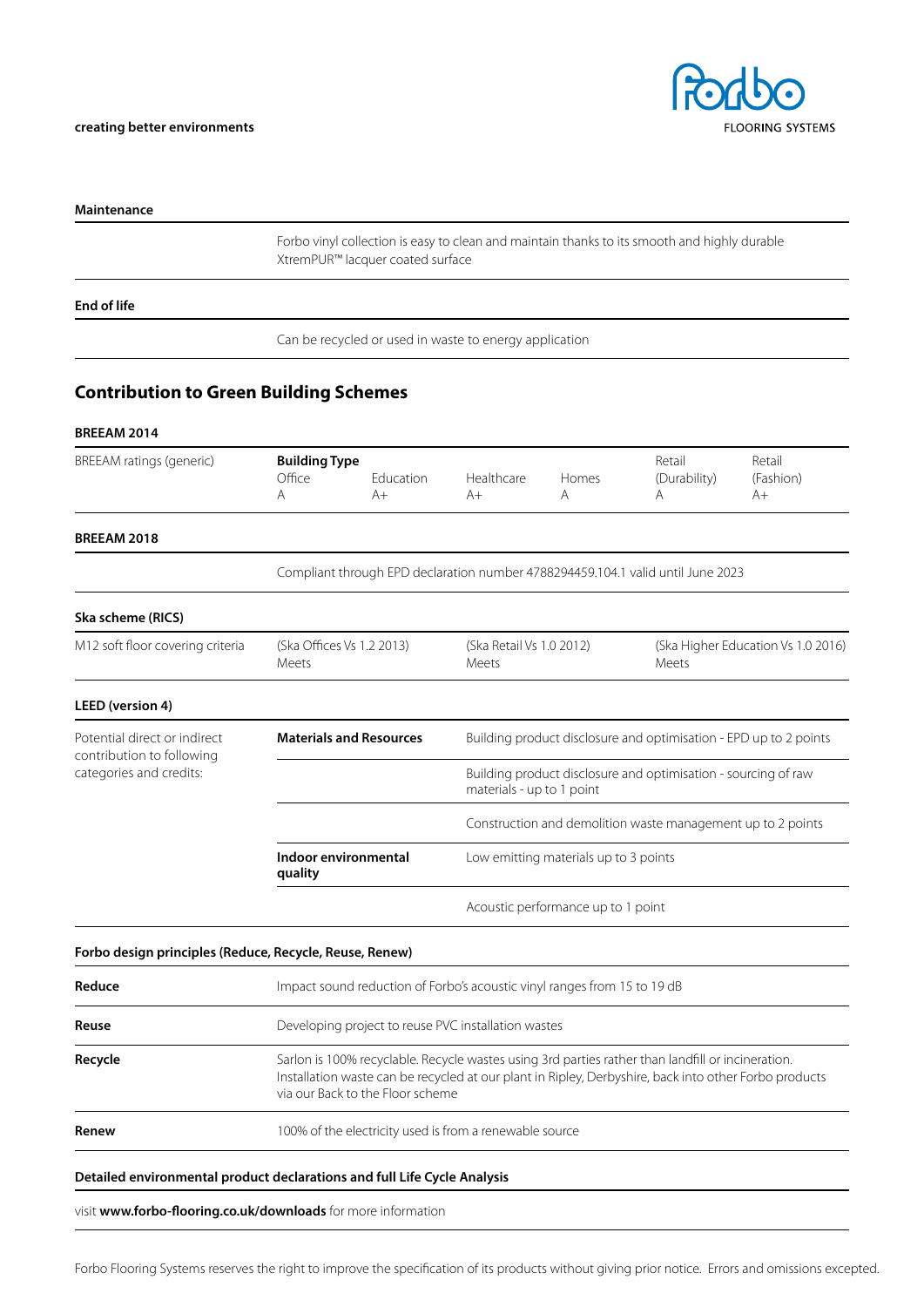creating better environments

**Maintenance**

| | |
|---|---|
| | Forbo vinyl collection is easy to clean and maintain thanks to its smooth and highly durable XtremPUR™ lacquer coated surface |

**End of life**

| | |
|---|---|
| | Can be recycled or used in waste to energy application |

## Contribution to Green Building Schemes

**BREEAM 2014**

| | | | | | | |
|---|---|---|---|---|---|---|
| BREEAM ratings (generic) | **Building Type** Office A | Education A+ | Healthcare A+ | Homes A | Retail (Durability) A | Retail (Fashion) A+ |

**BREEAM 2018**

| | |
|---|---|
| | Compliant through EPD declaration number 4788294459.104.1 valid until June 2023 |

**Ska scheme (RICS)**

| | | | |
|---|---|---|---|
| M12 soft floor covering criteria | (Ska Offices Vs 1.2 2013) Meets | (Ska Retail Vs 1.0 2012) Meets | (Ska Higher Education Vs 1.0 2016) Meets |

**LEED (version 4)**

| | | |
|---|---|---|
| Potential direct or indirect contribution to following categories and credits: | **Materials and Resources** | Building product disclosure and optimisation - EPD up to 2 points |
| | | Building product disclosure and optimisation - sourcing of raw materials - up to 1 point |
| | | Construction and demolition waste management up to 2 points |
| | **Indoor environmental quality** | Low emitting materials up to 3 points |
| | | Acoustic performance up to 1 point |

**Forbo design principles (Reduce, Recycle, Reuse, Renew)**

| | |
|---|---|
| **Reduce** | Impact sound reduction of Forbo's acoustic vinyl ranges from 15 to 19 dB |
| **Reuse** | Developing project to reuse PVC installation wastes |
| **Recycle** | Sarlon is 100% recyclable. Recycle wastes using 3rd parties rather than landfill or incineration. Installation waste can be recycled at our plant in Ripley, Derbyshire, back into other Forbo products via our Back to the Floor scheme |
| **Renew** | 100% of the electricity used is from a renewable source |

**Detailed environmental product declarations and full Life Cycle Analysis**

visit **www.forbo-flooring.co.uk/downloads** for more information

Forbo Flooring Systems reserves the right to improve the specification of its products without giving prior notice. Errors and omissions excepted.